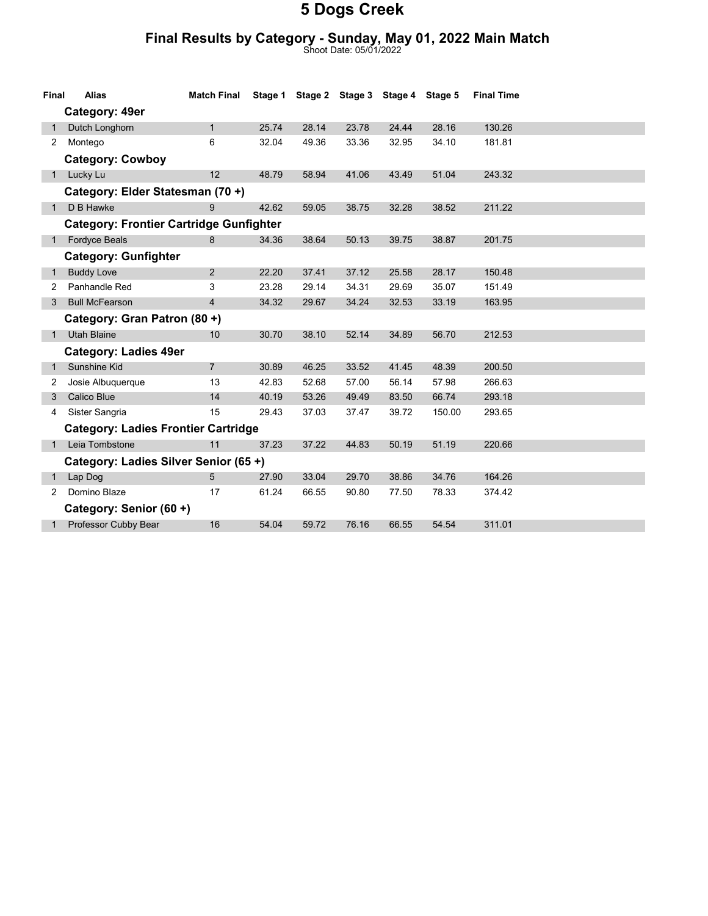# 5 Dogs Creek

## Final Results by Category - Sunday, May 01, 2022 Main Match

Shoot Date: 05/01/2022

| Final | Alias | Match Final | Stage 1 | Stage 2 | Stage 3 | Stage 4 | Stage 5 | Final Time |
|---|---|---|---|---|---|---|---|---|
| | **Category: 49er** | | | | | | | |
| 1 | Dutch Longhorn | 1 | 25.74 | 28.14 | 23.78 | 24.44 | 28.16 | 130.26 |
| 2 | Montego | 6 | 32.04 | 49.36 | 33.36 | 32.95 | 34.10 | 181.81 |
| | **Category: Cowboy** | | | | | | | |
| 1 | Lucky Lu | 12 | 48.79 | 58.94 | 41.06 | 43.49 | 51.04 | 243.32 |
| | **Category: Elder Statesman (70 +)** | | | | | | | |
| 1 | D B Hawke | 9 | 42.62 | 59.05 | 38.75 | 32.28 | 38.52 | 211.22 |
| | **Category: Frontier Cartridge Gunfighter** | | | | | | | |
| 1 | Fordyce Beals | 8 | 34.36 | 38.64 | 50.13 | 39.75 | 38.87 | 201.75 |
| | **Category: Gunfighter** | | | | | | | |
| 1 | Buddy Love | 2 | 22.20 | 37.41 | 37.12 | 25.58 | 28.17 | 150.48 |
| 2 | Panhandle Red | 3 | 23.28 | 29.14 | 34.31 | 29.69 | 35.07 | 151.49 |
| 3 | Bull McFearson | 4 | 34.32 | 29.67 | 34.24 | 32.53 | 33.19 | 163.95 |
| | **Category: Gran Patron (80 +)** | | | | | | | |
| 1 | Utah Blaine | 10 | 30.70 | 38.10 | 52.14 | 34.89 | 56.70 | 212.53 |
| | **Category: Ladies 49er** | | | | | | | |
| 1 | Sunshine Kid | 7 | 30.89 | 46.25 | 33.52 | 41.45 | 48.39 | 200.50 |
| 2 | Josie Albuquerque | 13 | 42.83 | 52.68 | 57.00 | 56.14 | 57.98 | 266.63 |
| 3 | Calico Blue | 14 | 40.19 | 53.26 | 49.49 | 83.50 | 66.74 | 293.18 |
| 4 | Sister Sangria | 15 | 29.43 | 37.03 | 37.47 | 39.72 | 150.00 | 293.65 |
| | **Category: Ladies Frontier Cartridge** | | | | | | | |
| 1 | Leia Tombstone | 11 | 37.23 | 37.22 | 44.83 | 50.19 | 51.19 | 220.66 |
| | **Category: Ladies Silver Senior (65 +)** | | | | | | | |
| 1 | Lap Dog | 5 | 27.90 | 33.04 | 29.70 | 38.86 | 34.76 | 164.26 |
| 2 | Domino Blaze | 17 | 61.24 | 66.55 | 90.80 | 77.50 | 78.33 | 374.42 |
| | **Category: Senior (60 +)** | | | | | | | |
| 1 | Professor Cubby Bear | 16 | 54.04 | 59.72 | 76.16 | 66.55 | 54.54 | 311.01 |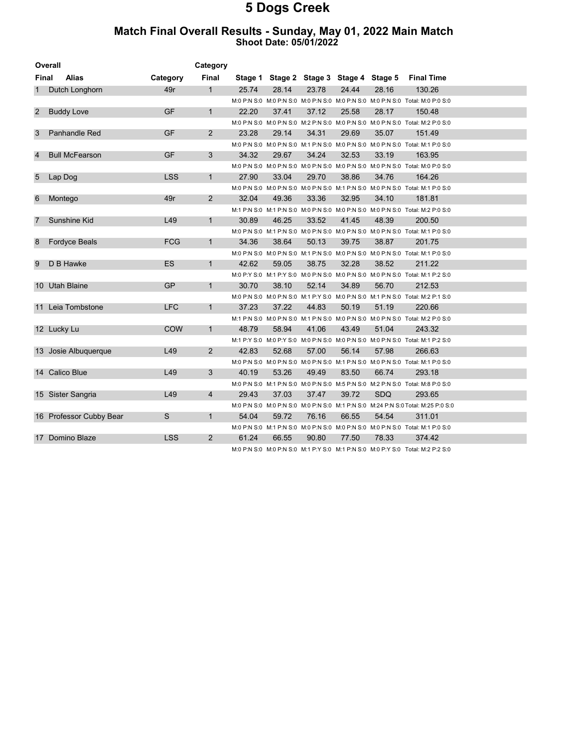# 5 Dogs Creek

## Match Final Overall Results - Sunday, May 01, 2022 Main Match

**Shoot Date: 05/01/2022**

| Overall Final | Alias | Category | Category Final | Stage 1 | Stage 2 | Stage 3 | Stage 4 | Stage 5 | Final Time |
|---|---|---|---|---|---|---|---|---|---|
| 1 | Dutch Longhorn | 49r | 1 | 25.74 | 28.14 | 23.78 | 24.44 | 28.16 | 130.26 |
| | | | | M:0 P:N S:0 | M:0 P:N S:0 | M:0 P:N S:0 | M:0 P:N S:0 | M:0 P:N S:0 | Total: M:0 P:0 S:0 |
| 2 | Buddy Love | GF | 1 | 22.20 | 37.41 | 37.12 | 25.58 | 28.17 | 150.48 |
| | | | | M:0 P:N S:0 | M:0 P:N S:0 | M:2 P:N S:0 | M:0 P:N S:0 | M:0 P:N S:0 | Total: M:2 P:0 S:0 |
| 3 | Panhandle Red | GF | 2 | 23.28 | 29.14 | 34.31 | 29.69 | 35.07 | 151.49 |
| | | | | M:0 P:N S:0 | M:0 P:N S:0 | M:1 P:N S:0 | M:0 P:N S:0 | M:0 P:N S:0 | Total: M:1 P:0 S:0 |
| 4 | Bull McFearson | GF | 3 | 34.32 | 29.67 | 34.24 | 32.53 | 33.19 | 163.95 |
| | | | | M:0 P:N S:0 | M:0 P:N S:0 | M:0 P:N S:0 | M:0 P:N S:0 | M:0 P:N S:0 | Total: M:0 P:0 S:0 |
| 5 | Lap Dog | LSS | 1 | 27.90 | 33.04 | 29.70 | 38.86 | 34.76 | 164.26 |
| | | | | M:0 P:N S:0 | M:0 P:N S:0 | M:0 P:N S:0 | M:1 P:N S:0 | M:0 P:N S:0 | Total: M:1 P:0 S:0 |
| 6 | Montego | 49r | 2 | 32.04 | 49.36 | 33.36 | 32.95 | 34.10 | 181.81 |
| | | | | M:1 P:N S:0 | M:1 P:N S:0 | M:0 P:N S:0 | M:0 P:N S:0 | M:0 P:N S:0 | Total: M:2 P:0 S:0 |
| 7 | Sunshine Kid | L49 | 1 | 30.89 | 46.25 | 33.52 | 41.45 | 48.39 | 200.50 |
| | | | | M:0 P:N S:0 | M:1 P:N S:0 | M:0 P:N S:0 | M:0 P:N S:0 | M:0 P:N S:0 | Total: M:1 P:0 S:0 |
| 8 | Fordyce Beals | FCG | 1 | 34.36 | 38.64 | 50.13 | 39.75 | 38.87 | 201.75 |
| | | | | M:0 P:N S:0 | M:0 P:N S:0 | M:1 P:N S:0 | M:0 P:N S:0 | M:0 P:N S:0 | Total: M:1 P:0 S:0 |
| 9 | D B Hawke | ES | 1 | 42.62 | 59.05 | 38.75 | 32.28 | 38.52 | 211.22 |
| | | | | M:0 P:Y S:0 | M:1 P:Y S:0 | M:0 P:N S:0 | M:0 P:N S:0 | M:0 P:N S:0 | Total: M:1 P:2 S:0 |
| 10 | Utah Blaine | GP | 1 | 30.70 | 38.10 | 52.14 | 34.89 | 56.70 | 212.53 |
| | | | | M:0 P:N S:0 | M:0 P:N S:0 | M:1 P:Y S:0 | M:0 P:N S:0 | M:1 P:N S:0 | Total: M:2 P:1 S:0 |
| 11 | Leia Tombstone | LFC | 1 | 37.23 | 37.22 | 44.83 | 50.19 | 51.19 | 220.66 |
| | | | | M:1 P:N S:0 | M:0 P:N S:0 | M:1 P:N S:0 | M:0 P:N S:0 | M:0 P:N S:0 | Total: M:2 P:0 S:0 |
| 12 | Lucky Lu | COW | 1 | 48.79 | 58.94 | 41.06 | 43.49 | 51.04 | 243.32 |
| | | | | M:1 P:Y S:0 | M:0 P:Y S:0 | M:0 P:N S:0 | M:0 P:N S:0 | M:0 P:N S:0 | Total: M:1 P:2 S:0 |
| 13 | Josie Albuquerque | L49 | 2 | 42.83 | 52.68 | 57.00 | 56.14 | 57.98 | 266.63 |
| | | | | M:0 P:N S:0 | M:0 P:N S:0 | M:0 P:N S:0 | M:1 P:N S:0 | M:0 P:N S:0 | Total: M:1 P:0 S:0 |
| 14 | Calico Blue | L49 | 3 | 40.19 | 53.26 | 49.49 | 83.50 | 66.74 | 293.18 |
| | | | | M:0 P:N S:0 | M:1 P:N S:0 | M:0 P:N S:0 | M:5 P:N S:0 | M:2 P:N S:0 | Total: M:8 P:0 S:0 |
| 15 | Sister Sangria | L49 | 4 | 29.43 | 37.03 | 37.47 | 39.72 | SDQ | 293.65 |
| | | | | M:0 P:N S:0 | M:0 P:N S:0 | M:0 P:N S:0 | M:1 P:N S:0 | M:24 P:N S:0 | Total: M:25 P:0 S:0 |
| 16 | Professor Cubby Bear | S | 1 | 54.04 | 59.72 | 76.16 | 66.55 | 54.54 | 311.01 |
| | | | | M:0 P:N S:0 | M:1 P:N S:0 | M:0 P:N S:0 | M:0 P:N S:0 | M:0 P:N S:0 | Total: M:1 P:0 S:0 |
| 17 | Domino Blaze | LSS | 2 | 61.24 | 66.55 | 90.80 | 77.50 | 78.33 | 374.42 |
| | | | | M:0 P:N S:0 | M:0 P:N S:0 | M:1 P:Y S:0 | M:1 P:N S:0 | M:0 P:Y S:0 | Total: M:2 P:2 S:0 |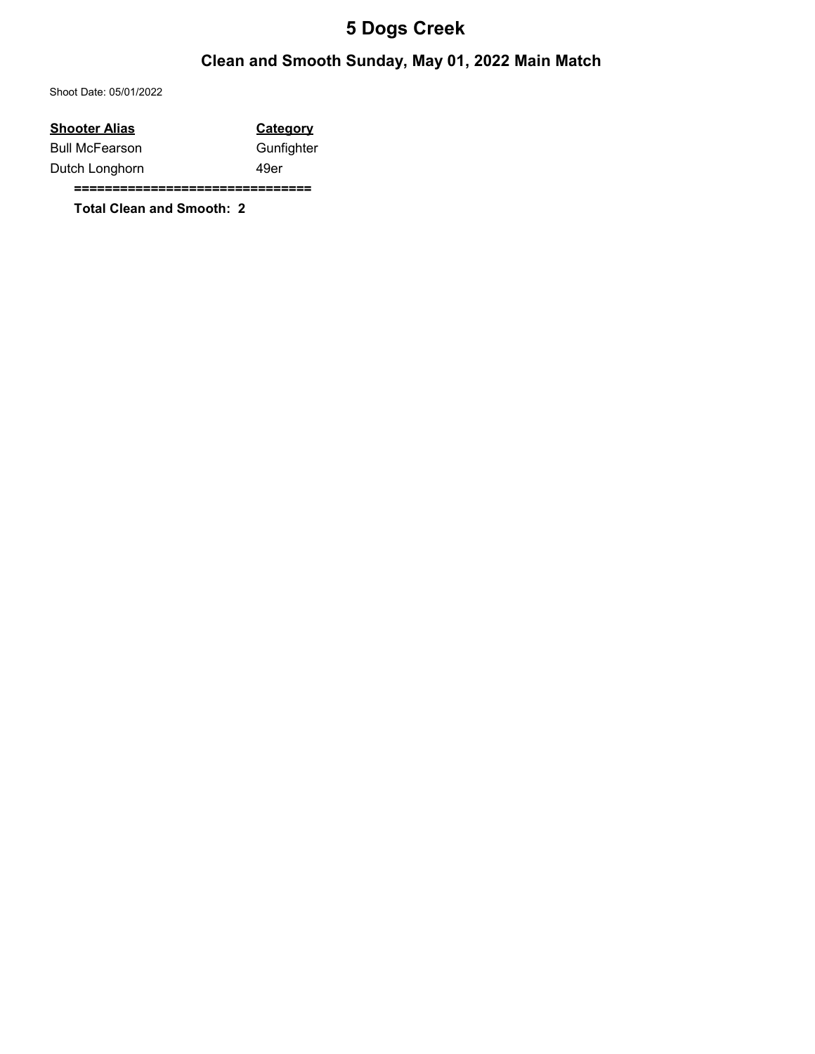# 5 Dogs Creek

## Clean and Smooth Sunday, May 01, 2022 Main Match

Shoot Date: 05/01/2022

| Shooter Alias | Category |
| --- | --- |
| Bull McFearson | Gunfighter |
| Dutch Longhorn | 49er |

==============================

**Total Clean and Smooth: 2**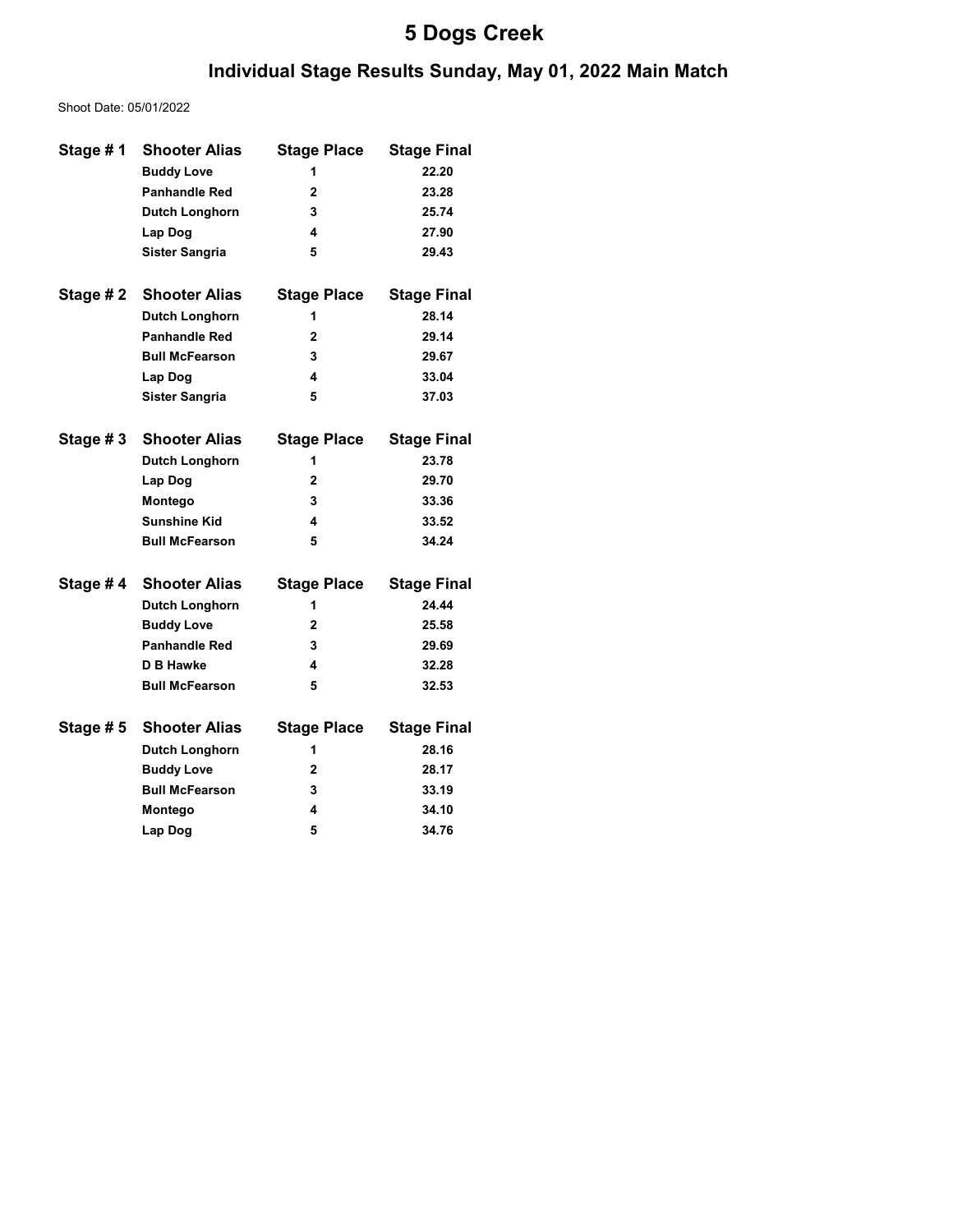# 5 Dogs Creek

## Individual Stage Results Sunday, May 01, 2022 Main Match

Shoot Date: 05/01/2022

| Stage # 1 | Shooter Alias | Stage Place | Stage Final |
|---|---|---|---|
| | Buddy Love | 1 | 22.20 |
| | Panhandle Red | 2 | 23.28 |
| | Dutch Longhorn | 3 | 25.74 |
| | Lap Dog | 4 | 27.90 |
| | Sister Sangria | 5 | 29.43 |

| Stage # 2 | Shooter Alias | Stage Place | Stage Final |
|---|---|---|---|
| | Dutch Longhorn | 1 | 28.14 |
| | Panhandle Red | 2 | 29.14 |
| | Bull McFearson | 3 | 29.67 |
| | Lap Dog | 4 | 33.04 |
| | Sister Sangria | 5 | 37.03 |

| Stage # 3 | Shooter Alias | Stage Place | Stage Final |
|---|---|---|---|
| | Dutch Longhorn | 1 | 23.78 |
| | Lap Dog | 2 | 29.70 |
| | Montego | 3 | 33.36 |
| | Sunshine Kid | 4 | 33.52 |
| | Bull McFearson | 5 | 34.24 |

| Stage # 4 | Shooter Alias | Stage Place | Stage Final |
|---|---|---|---|
| | Dutch Longhorn | 1 | 24.44 |
| | Buddy Love | 2 | 25.58 |
| | Panhandle Red | 3 | 29.69 |
| | D B Hawke | 4 | 32.28 |
| | Bull McFearson | 5 | 32.53 |

| Stage # 5 | Shooter Alias | Stage Place | Stage Final |
|---|---|---|---|
| | Dutch Longhorn | 1 | 28.16 |
| | Buddy Love | 2 | 28.17 |
| | Bull McFearson | 3 | 33.19 |
| | Montego | 4 | 34.10 |
| | Lap Dog | 5 | 34.76 |